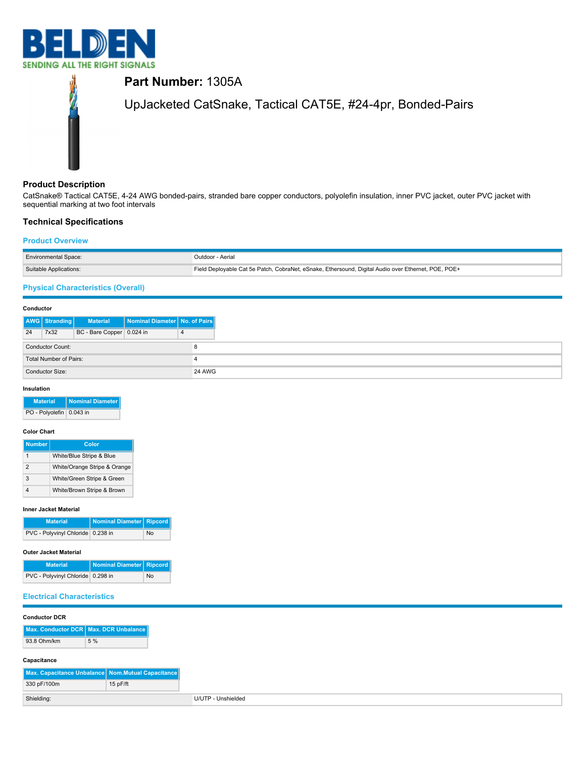# BELDEN
SENDING ALL THE RIGHT SIGNALS

## Part Number: 1305A

UpJacketed CatSnake, Tactical CAT5E, #24-4pr, Bonded-Pairs

## Product Description

CatSnake® Tactical CAT5E, 4-24 AWG bonded-pairs, stranded bare copper conductors, polyolefin insulation, inner PVC jacket, outer PVC jacket with sequential marking at two foot intervals

## Technical Specifications

### Product Overview

| | |
|---|---|
| Environmental Space: | Outdoor - Aerial |
| Suitable Applications: | Field Deployable Cat 5e Patch, CobraNet, eSnake, Ethersound, Digital Audio over Ethernet, POE, POE+ |

### Physical Characteristics (Overall)

#### Conductor

| AWG | Stranding | Material | Nominal Diameter | No. of Pairs |
|---|---|---|---|---|
| 24 | 7x32 | BC - Bare Copper | 0.024 in | 4 |

| | |
|---|---|
| Conductor Count: | 8 |
| Total Number of Pairs: | 4 |
| Conductor Size: | 24 AWG |

#### Insulation

| Material | Nominal Diameter |
|---|---|
| PO - Polyolefin | 0.043 in |

#### Color Chart

| Number | Color |
|---|---|
| 1 | White/Blue Stripe & Blue |
| 2 | White/Orange Stripe & Orange |
| 3 | White/Green Stripe & Green |
| 4 | White/Brown Stripe & Brown |

#### Inner Jacket Material

| Material | Nominal Diameter | Ripcord |
|---|---|---|
| PVC - Polyvinyl Chloride | 0.238 in | No |

#### Outer Jacket Material

| Material | Nominal Diameter | Ripcord |
|---|---|---|
| PVC - Polyvinyl Chloride | 0.298 in | No |

### Electrical Characteristics

#### Conductor DCR

| Max. Conductor DCR | Max. DCR Unbalance |
|---|---|
| 93.8 Ohm/km | 5 % |

#### Capacitance

| Max. Capacitance Unbalance | Nom.Mutual Capacitance |
|---|---|
| 330 pF/100m | 15 pF/ft |

| | |
|---|---|
| Shielding: | U/UTP - Unshielded |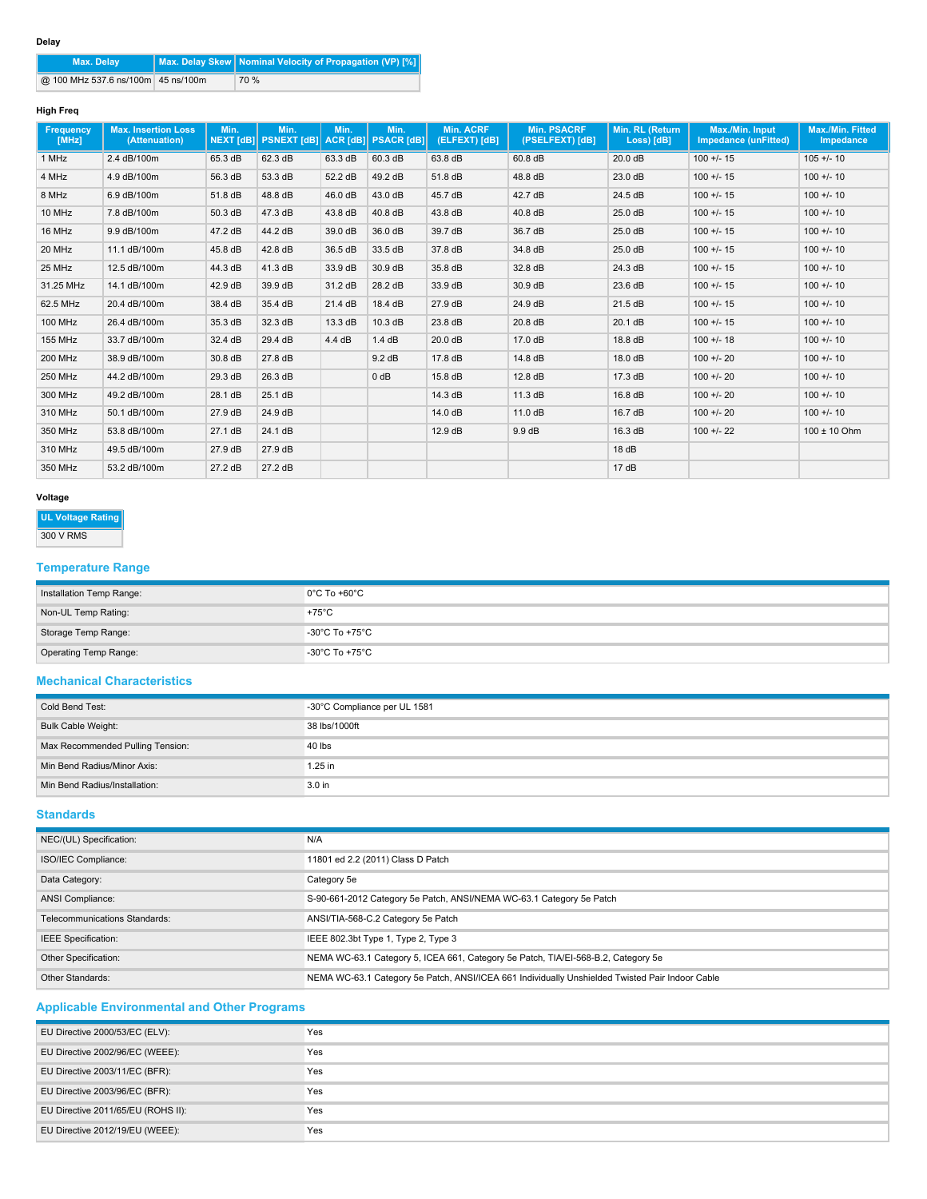**Delay**

| Max. Delay | Max. Delay Skew | Nominal Velocity of Propagation (VP) [%] |
|---|---|---|
| @ 100 MHz 537.6 ns/100m | 45 ns/100m | 70 % |

**High Freq**

| Frequency [MHz] | Max. Insertion Loss (Attenuation) | Min. NEXT [dB] | Min. PSNEXT [dB] | Min. ACR [dB] | Min. PSACR [dB] | Min. ACRF (ELFEXT) [dB] | Min. PSACRF (PSELFEXT) [dB] | Min. RL (Return Loss) [dB] | Max./Min. Input Impedance (unFitted) | Max./Min. Fitted Impedance |
|---|---|---|---|---|---|---|---|---|---|---|
| 1 MHz | 2.4 dB/100m | 65.3 dB | 62.3 dB | 63.3 dB | 60.3 dB | 63.8 dB | 60.8 dB | 20.0 dB | 100 +/- 15 | 105 +/- 10 |
| 4 MHz | 4.9 dB/100m | 56.3 dB | 53.3 dB | 52.2 dB | 49.2 dB | 51.8 dB | 48.8 dB | 23.0 dB | 100 +/- 15 | 100 +/- 10 |
| 8 MHz | 6.9 dB/100m | 51.8 dB | 48.8 dB | 46.0 dB | 43.0 dB | 45.7 dB | 42.7 dB | 24.5 dB | 100 +/- 15 | 100 +/- 10 |
| 10 MHz | 7.8 dB/100m | 50.3 dB | 47.3 dB | 43.8 dB | 40.8 dB | 43.8 dB | 40.8 dB | 25.0 dB | 100 +/- 15 | 100 +/- 10 |
| 16 MHz | 9.9 dB/100m | 47.2 dB | 44.2 dB | 39.0 dB | 36.0 dB | 39.7 dB | 36.7 dB | 25.0 dB | 100 +/- 15 | 100 +/- 10 |
| 20 MHz | 11.1 dB/100m | 45.8 dB | 42.8 dB | 36.5 dB | 33.5 dB | 37.8 dB | 34.8 dB | 25.0 dB | 100 +/- 15 | 100 +/- 10 |
| 25 MHz | 12.5 dB/100m | 44.3 dB | 41.3 dB | 33.9 dB | 30.9 dB | 35.8 dB | 32.8 dB | 24.3 dB | 100 +/- 15 | 100 +/- 10 |
| 31.25 MHz | 14.1 dB/100m | 42.9 dB | 39.9 dB | 31.2 dB | 28.2 dB | 33.9 dB | 30.9 dB | 23.6 dB | 100 +/- 15 | 100 +/- 10 |
| 62.5 MHz | 20.4 dB/100m | 38.4 dB | 35.4 dB | 21.4 dB | 18.4 dB | 27.9 dB | 24.9 dB | 21.5 dB | 100 +/- 15 | 100 +/- 10 |
| 100 MHz | 26.4 dB/100m | 35.3 dB | 32.3 dB | 13.3 dB | 10.3 dB | 23.8 dB | 20.8 dB | 20.1 dB | 100 +/- 15 | 100 +/- 10 |
| 155 MHz | 33.7 dB/100m | 32.4 dB | 29.4 dB | 4.4 dB | 1.4 dB | 20.0 dB | 17.0 dB | 18.8 dB | 100 +/- 18 | 100 +/- 10 |
| 200 MHz | 38.9 dB/100m | 30.8 dB | 27.8 dB | | 9.2 dB | 17.8 dB | 14.8 dB | 18.0 dB | 100 +/- 20 | 100 +/- 10 |
| 250 MHz | 44.2 dB/100m | 29.3 dB | 26.3 dB | | 0 dB | 15.8 dB | 12.8 dB | 17.3 dB | 100 +/- 20 | 100 +/- 10 |
| 300 MHz | 49.2 dB/100m | 28.1 dB | 25.1 dB | | | 14.3 dB | 11.3 dB | 16.8 dB | 100 +/- 20 | 100 +/- 10 |
| 310 MHz | 50.1 dB/100m | 27.9 dB | 24.9 dB | | | 14.0 dB | 11.0 dB | 16.7 dB | 100 +/- 20 | 100 +/- 10 |
| 350 MHz | 53.8 dB/100m | 27.1 dB | 24.1 dB | | | 12.9 dB | 9.9 dB | 16.3 dB | 100 +/- 22 | 100 ± 10 Ohm |
| 310 MHz | 49.5 dB/100m | 27.9 dB | 27.9 dB | | | | | 18 dB | | |
| 350 MHz | 53.2 dB/100m | 27.2 dB | 27.2 dB | | | | | 17 dB | | |

**Voltage**

| UL Voltage Rating |
|---|
| 300 V RMS |

## Temperature Range

| | |
|---|---|
| Installation Temp Range: | 0°C To +60°C |
| Non-UL Temp Rating: | +75°C |
| Storage Temp Range: | -30°C To +75°C |
| Operating Temp Range: | -30°C To +75°C |

## Mechanical Characteristics

| | |
|---|---|
| Cold Bend Test: | -30°C Compliance per UL 1581 |
| Bulk Cable Weight: | 38 lbs/1000ft |
| Max Recommended Pulling Tension: | 40 lbs |
| Min Bend Radius/Minor Axis: | 1.25 in |
| Min Bend Radius/Installation: | 3.0 in |

## Standards

| | |
|---|---|
| NEC/(UL) Specification: | N/A |
| ISO/IEC Compliance: | 11801 ed 2.2 (2011) Class D Patch |
| Data Category: | Category 5e |
| ANSI Compliance: | S-90-661-2012 Category 5e Patch, ANSI/NEMA WC-63.1 Category 5e Patch |
| Telecommunications Standards: | ANSI/TIA-568-C.2 Category 5e Patch |
| IEEE Specification: | IEEE 802.3bt Type 1, Type 2, Type 3 |
| Other Specification: | NEMA WC-63.1 Category 5, ICEA 661, Category 5e Patch, TIA/EI-568-B.2, Category 5e |
| Other Standards: | NEMA WC-63.1 Category 5e Patch, ANSI/ICEA 661 Individually Unshielded Twisted Pair Indoor Cable |

## Applicable Environmental and Other Programs

| | |
|---|---|
| EU Directive 2000/53/EC (ELV): | Yes |
| EU Directive 2002/96/EC (WEEE): | Yes |
| EU Directive 2003/11/EC (BFR): | Yes |
| EU Directive 2003/96/EC (BFR): | Yes |
| EU Directive 2011/65/EU (ROHS II): | Yes |
| EU Directive 2012/19/EU (WEEE): | Yes |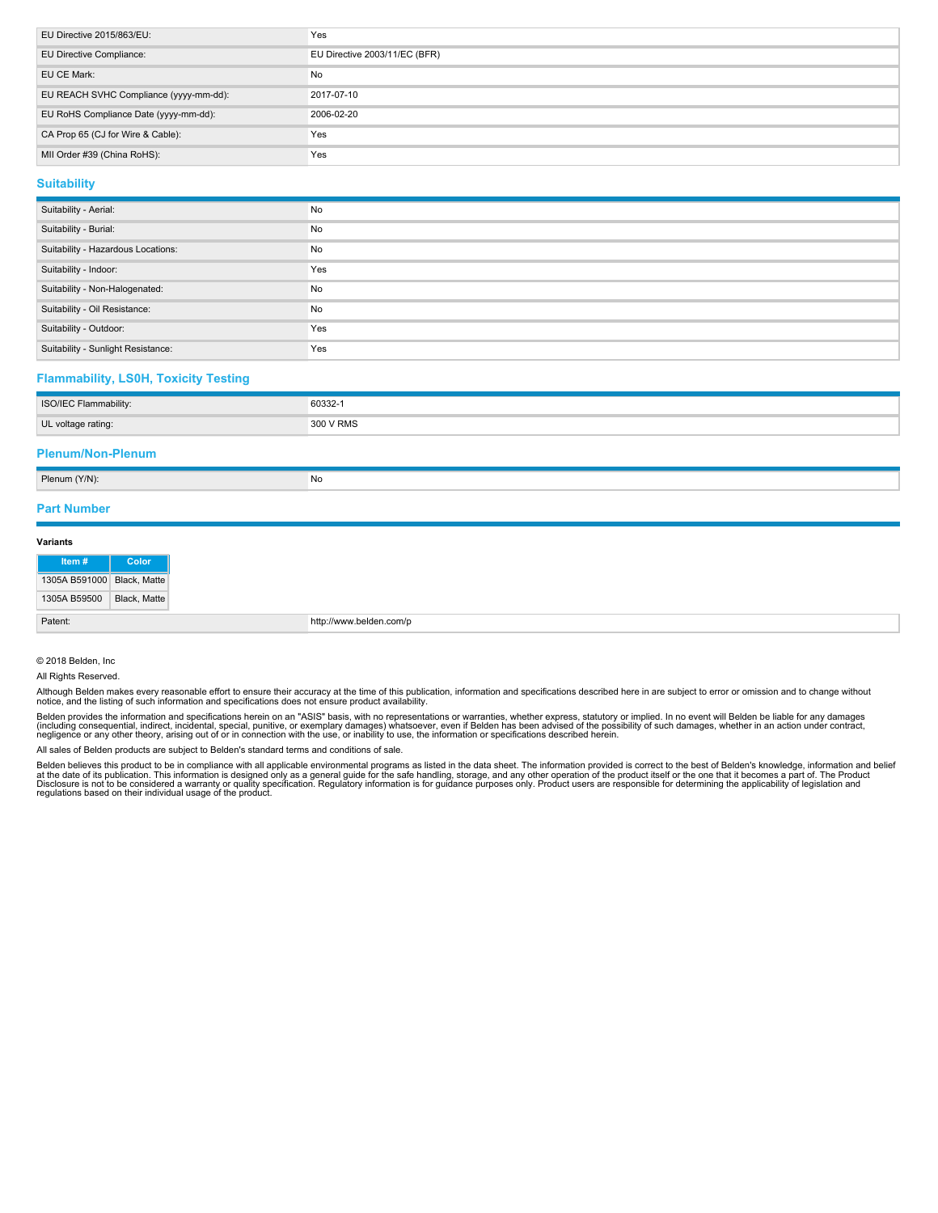| | |
|---|---|
| EU Directive 2015/863/EU: | Yes |
| EU Directive Compliance: | EU Directive 2003/11/EC (BFR) |
| EU CE Mark: | No |
| EU REACH SVHC Compliance (yyyy-mm-dd): | 2017-07-10 |
| EU RoHS Compliance Date (yyyy-mm-dd): | 2006-02-20 |
| CA Prop 65 (CJ for Wire & Cable): | Yes |
| MII Order #39 (China RoHS): | Yes |

## Suitability

| | |
|---|---|
| Suitability - Aerial: | No |
| Suitability - Burial: | No |
| Suitability - Hazardous Locations: | No |
| Suitability - Indoor: | Yes |
| Suitability - Non-Halogenated: | No |
| Suitability - Oil Resistance: | No |
| Suitability - Outdoor: | Yes |
| Suitability - Sunlight Resistance: | Yes |

## Flammability, LS0H, Toxicity Testing

| | |
|---|---|
| ISO/IEC Flammability: | 60332-1 |
| UL voltage rating: | 300 V RMS |

## Plenum/Non-Plenum

| | |
|---|---|
| Plenum (Y/N): | No |

## Part Number

**Variants**

| Item # | Color |
|---|---|
| 1305A B591000 | Black, Matte |
| 1305A B59500 | Black, Matte |

| | |
|---|---|
| Patent: | http://www.belden.com/p |

© 2018 Belden, Inc

All Rights Reserved.

Although Belden makes every reasonable effort to ensure their accuracy at the time of this publication, information and specifications described here in are subject to error or omission and to change without notice, and the listing of such information and specifications does not ensure product availability.

Belden provides the information and specifications herein on an "ASIS" basis, with no representations or warranties, whether express, statutory or implied. In no event will Belden be liable for any damages (including consequential, indirect, incidental, special, punitive, or exemplary damages) whatsoever, even if Belden has been advised of the possibility of such damages, whether in an action under contract, negligence or any other theory, arising out of or in connection with the use, or inability to use, the information or specifications described herein.

All sales of Belden products are subject to Belden's standard terms and conditions of sale.

Belden believes this product to be in compliance with all applicable environmental programs as listed in the data sheet. The information provided is correct to the best of Belden's knowledge, information and belief at the date of its publication. This information is designed only as a general guide for the safe handling, storage, and any other operation of the product itself or the one that it becomes a part of. The Product Disclosure is not to be considered a warranty or quality specification. Regulatory information is for guidance purposes only. Product users are responsible for determining the applicability of legislation and regulations based on their individual usage of the product.